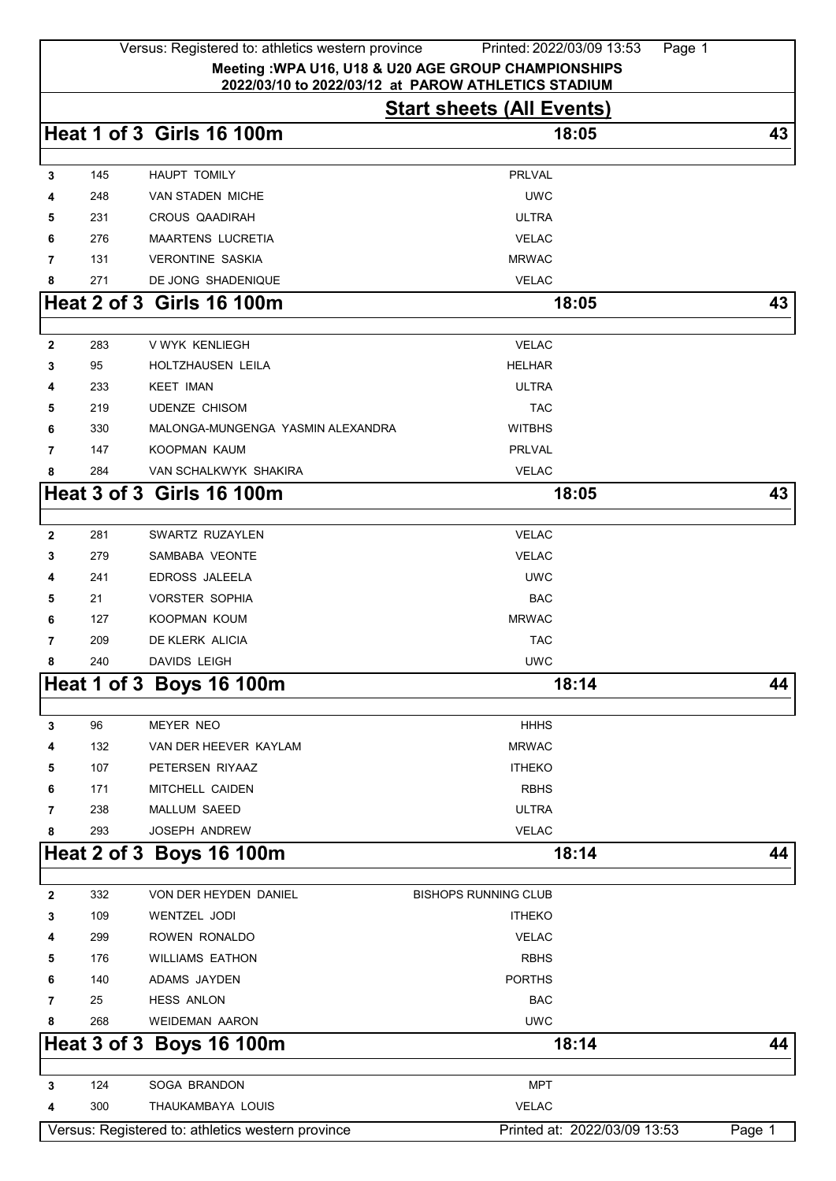Versus: Registered to: athletics western province

**Meeting :WPA U16, U18 & U20 AGE GROUP CHAMPIONSHIPS**
**2022/03/10 to 2022/03/12 at PAROW ATHLETICS STADIUM**

## Start sheets (All Events)

### Heat 1 of 3 Girls 16 100m — 18:05 — 43

| Lane | No. | Name | Club |
|---|---|---|---|
| 3 | 145 | HAUPT TOMILY | PRLVAL |
| 4 | 248 | VAN STADEN MICHE | UWC |
| 5 | 231 | CROUS QAADIRAH | ULTRA |
| 6 | 276 | MAARTENS LUCRETIA | VELAC |
| 7 | 131 | VERONTINE SASKIA | MRWAC |
| 8 | 271 | DE JONG SHADENIQUE | VELAC |

### Heat 2 of 3 Girls 16 100m — 18:05 — 43

| Lane | No. | Name | Club |
|---|---|---|---|
| 2 | 283 | V WYK KENLIEGH | VELAC |
| 3 | 95 | HOLTZHAUSEN LEILA | HELHAR |
| 4 | 233 | KEET IMAN | ULTRA |
| 5 | 219 | UDENZE CHISOM | TAC |
| 6 | 330 | MALONGA-MUNGENGA YASMIN ALEXANDRA | WITBHS |
| 7 | 147 | KOOPMAN KAUM | PRLVAL |
| 8 | 284 | VAN SCHALKWYK SHAKIRA | VELAC |

### Heat 3 of 3 Girls 16 100m — 18:05 — 43

| Lane | No. | Name | Club |
|---|---|---|---|
| 2 | 281 | SWARTZ RUZAYLEN | VELAC |
| 3 | 279 | SAMBABA VEONTE | VELAC |
| 4 | 241 | EDROSS JALEELA | UWC |
| 5 | 21 | VORSTER SOPHIA | BAC |
| 6 | 127 | KOOPMAN KOUM | MRWAC |
| 7 | 209 | DE KLERK ALICIA | TAC |
| 8 | 240 | DAVIDS LEIGH | UWC |

### Heat 1 of 3 Boys 16 100m — 18:14 — 44

| Lane | No. | Name | Club |
|---|---|---|---|
| 3 | 96 | MEYER NEO | HHHS |
| 4 | 132 | VAN DER HEEVER KAYLAM | MRWAC |
| 5 | 107 | PETERSEN RIYAAZ | ITHEKO |
| 6 | 171 | MITCHELL CAIDEN | RBHS |
| 7 | 238 | MALLUM SAEED | ULTRA |
| 8 | 293 | JOSEPH ANDREW | VELAC |

### Heat 2 of 3 Boys 16 100m — 18:14 — 44

| Lane | No. | Name | Club |
|---|---|---|---|
| 2 | 332 | VON DER HEYDEN DANIEL | BISHOPS RUNNING CLUB |
| 3 | 109 | WENTZEL JODI | ITHEKO |
| 4 | 299 | ROWEN RONALDO | VELAC |
| 5 | 176 | WILLIAMS EATHON | RBHS |
| 6 | 140 | ADAMS JAYDEN | PORTHS |
| 7 | 25 | HESS ANLON | BAC |
| 8 | 268 | WEIDEMAN AARON | UWC |

### Heat 3 of 3 Boys 16 100m — 18:14 — 44

| Lane | No. | Name | Club |
|---|---|---|---|
| 3 | 124 | SOGA BRANDON | MPT |
| 4 | 300 | THAUKAMBAYA LOUIS | VELAC |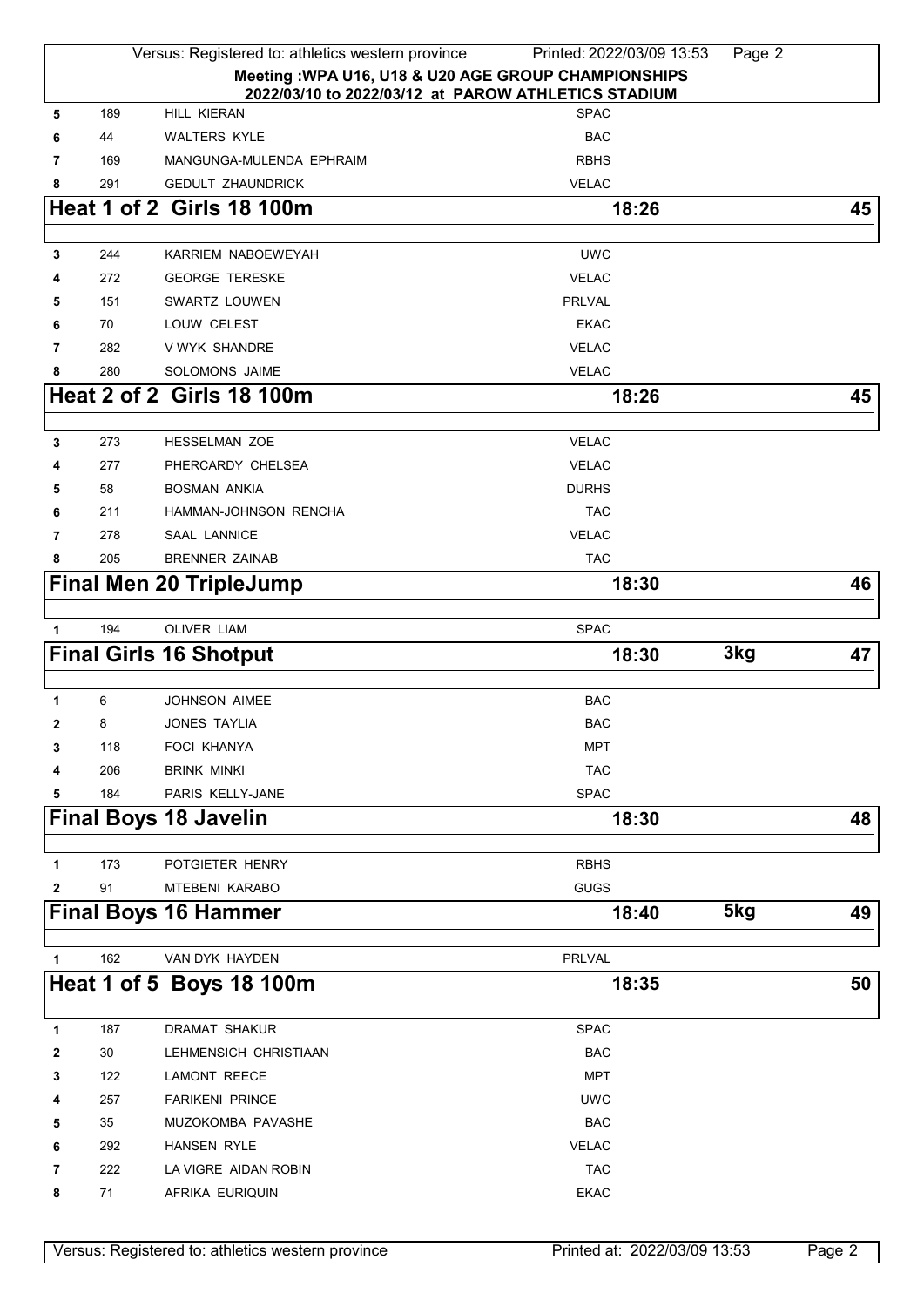Meeting :WPA U16, U18 & U20 AGE GROUP CHAMPIONSHIPS
2022/03/10 to 2022/03/12 at PAROW ATHLETICS STADIUM

| | | | |
|---|---|---|---|
| 5 | 189 | HILL KIERAN | SPAC |
| 6 | 44 | WALTERS KYLE | BAC |
| 7 | 169 | MANGUNGA-MULENDA EPHRAIM | RBHS |
| 8 | 291 | GEDULT ZHAUNDRICK | VELAC |

## Heat 1 of 2 Girls 18 100m — 18:26 — 45

| | | | |
|---|---|---|---|
| 3 | 244 | KARRIEM NABOEWEYAH | UWC |
| 4 | 272 | GEORGE TERESKE | VELAC |
| 5 | 151 | SWARTZ LOUWEN | PRLVAL |
| 6 | 70 | LOUW CELEST | EKAC |
| 7 | 282 | V WYK SHANDRE | VELAC |
| 8 | 280 | SOLOMONS JAIME | VELAC |

## Heat 2 of 2 Girls 18 100m — 18:26 — 45

| | | | |
|---|---|---|---|
| 3 | 273 | HESSELMAN ZOE | VELAC |
| 4 | 277 | PHERCARDY CHELSEA | VELAC |
| 5 | 58 | BOSMAN ANKIA | DURHS |
| 6 | 211 | HAMMAN-JOHNSON RENCHA | TAC |
| 7 | 278 | SAAL LANNICE | VELAC |
| 8 | 205 | BRENNER ZAINAB | TAC |

## Final Men 20 TripleJump — 18:30 — 46

| | | | |
|---|---|---|---|
| 1 | 194 | OLIVER LIAM | SPAC |

## Final Girls 16 Shotput — 18:30 — 3kg — 47

| | | | |
|---|---|---|---|
| 1 | 6 | JOHNSON AIMEE | BAC |
| 2 | 8 | JONES TAYLIA | BAC |
| 3 | 118 | FOCI KHANYA | MPT |
| 4 | 206 | BRINK MINKI | TAC |
| 5 | 184 | PARIS KELLY-JANE | SPAC |

## Final Boys 18 Javelin — 18:30 — 48

| | | | |
|---|---|---|---|
| 1 | 173 | POTGIETER HENRY | RBHS |
| 2 | 91 | MTEBENI KARABO | GUGS |

## Final Boys 16 Hammer — 18:40 — 5kg — 49

| | | | |
|---|---|---|---|
| 1 | 162 | VAN DYK HAYDEN | PRLVAL |

## Heat 1 of 5 Boys 18 100m — 18:35 — 50

| | | | |
|---|---|---|---|
| 1 | 187 | DRAMAT SHAKUR | SPAC |
| 2 | 30 | LEHMENSICH CHRISTIAAN | BAC |
| 3 | 122 | LAMONT REECE | MPT |
| 4 | 257 | FARIKENI PRINCE | UWC |
| 5 | 35 | MUZOKOMBA PAVASHE | BAC |
| 6 | 292 | HANSEN RYLE | VELAC |
| 7 | 222 | LA VIGRE AIDAN ROBIN | TAC |
| 8 | 71 | AFRIKA EURIQUIN | EKAC |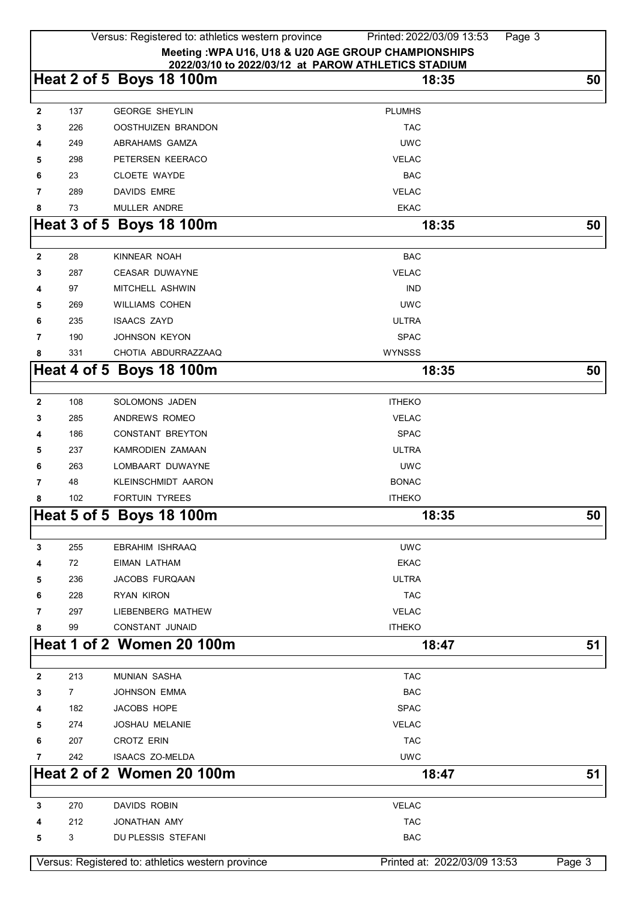**Meeting :WPA U16, U18 & U20 AGE GROUP CHAMPIONSHIPS**
**2022/03/10 to 2022/03/12 at PAROW ATHLETICS STADIUM**

## Heat 2 of 5 Boys 18 100m — 18:35 — 50

| Lane | No | Name | Club |
|---|---|---|---|
| 2 | 137 | GEORGE SHEYLIN | PLUMHS |
| 3 | 226 | OOSTHUIZEN BRANDON | TAC |
| 4 | 249 | ABRAHAMS GAMZA | UWC |
| 5 | 298 | PETERSEN KEERACO | VELAC |
| 6 | 23 | CLOETE WAYDE | BAC |
| 7 | 289 | DAVIDS EMRE | VELAC |
| 8 | 73 | MULLER ANDRE | EKAC |

## Heat 3 of 5 Boys 18 100m — 18:35 — 50

| Lane | No | Name | Club |
|---|---|---|---|
| 2 | 28 | KINNEAR NOAH | BAC |
| 3 | 287 | CEASAR DUWAYNE | VELAC |
| 4 | 97 | MITCHELL ASHWIN | IND |
| 5 | 269 | WILLIAMS COHEN | UWC |
| 6 | 235 | ISAACS ZAYD | ULTRA |
| 7 | 190 | JOHNSON KEYON | SPAC |
| 8 | 331 | CHOTIA ABDURRAZZAAQ | WYNSSS |

## Heat 4 of 5 Boys 18 100m — 18:35 — 50

| Lane | No | Name | Club |
|---|---|---|---|
| 2 | 108 | SOLOMONS JADEN | ITHEKO |
| 3 | 285 | ANDREWS ROMEO | VELAC |
| 4 | 186 | CONSTANT BREYTON | SPAC |
| 5 | 237 | KAMRODIEN ZAMAAN | ULTRA |
| 6 | 263 | LOMBAART DUWAYNE | UWC |
| 7 | 48 | KLEINSCHMIDT AARON | BONAC |
| 8 | 102 | FORTUIN TYREES | ITHEKO |

## Heat 5 of 5 Boys 18 100m — 18:35 — 50

| Lane | No | Name | Club |
|---|---|---|---|
| 3 | 255 | EBRAHIM ISHRAAQ | UWC |
| 4 | 72 | EIMAN LATHAM | EKAC |
| 5 | 236 | JACOBS FURQAAN | ULTRA |
| 6 | 228 | RYAN KIRON | TAC |
| 7 | 297 | LIEBENBERG MATHEW | VELAC |
| 8 | 99 | CONSTANT JUNAID | ITHEKO |

## Heat 1 of 2 Women 20 100m — 18:47 — 51

| Lane | No | Name | Club |
|---|---|---|---|
| 2 | 213 | MUNIAN SASHA | TAC |
| 3 | 7 | JOHNSON EMMA | BAC |
| 4 | 182 | JACOBS HOPE | SPAC |
| 5 | 274 | JOSHAU MELANIE | VELAC |
| 6 | 207 | CROTZ ERIN | TAC |
| 7 | 242 | ISAACS ZO-MELDA | UWC |

## Heat 2 of 2 Women 20 100m — 18:47 — 51

| Lane | No | Name | Club |
|---|---|---|---|
| 3 | 270 | DAVIDS ROBIN | VELAC |
| 4 | 212 | JONATHAN AMY | TAC |
| 5 | 3 | DU PLESSIS STEFANI | BAC |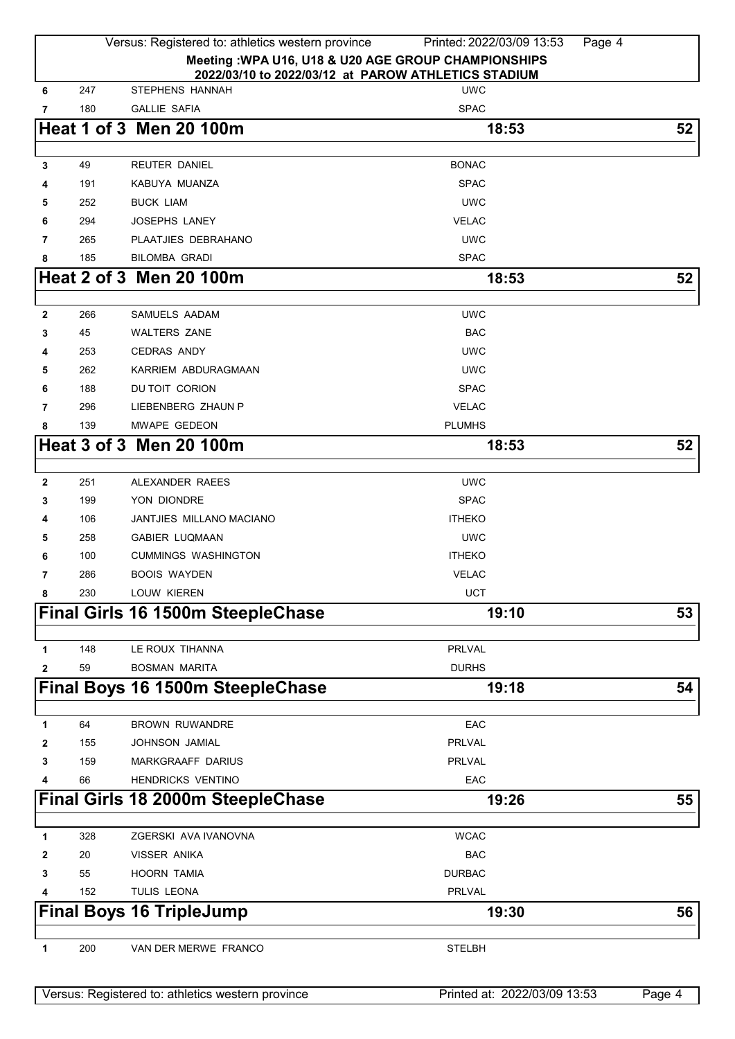Meeting :WPA U16, U18 & U20 AGE GROUP CHAMPIONSHIPS
2022/03/10 to 2022/03/12 at PAROW ATHLETICS STADIUM

| | | | |
|---|---|---|---|
| 6 | 247 | STEPHENS HANNAH | UWC |
| 7 | 180 | GALLIE SAFIA | SPAC |

## Heat 1 of 3 Men 20 100m — 18:53 — 52

| | | | |
|---|---|---|---|
| 3 | 49 | REUTER DANIEL | BONAC |
| 4 | 191 | KABUYA MUANZA | SPAC |
| 5 | 252 | BUCK LIAM | UWC |
| 6 | 294 | JOSEPHS LANEY | VELAC |
| 7 | 265 | PLAATJIES DEBRAHANO | UWC |
| 8 | 185 | BILOMBA GRADI | SPAC |

## Heat 2 of 3 Men 20 100m — 18:53 — 52

| | | | |
|---|---|---|---|
| 2 | 266 | SAMUELS AADAM | UWC |
| 3 | 45 | WALTERS ZANE | BAC |
| 4 | 253 | CEDRAS ANDY | UWC |
| 5 | 262 | KARRIEM ABDURAGMAAN | UWC |
| 6 | 188 | DU TOIT CORION | SPAC |
| 7 | 296 | LIEBENBERG ZHAUN P | VELAC |
| 8 | 139 | MWAPE GEDEON | PLUMHS |

## Heat 3 of 3 Men 20 100m — 18:53 — 52

| | | | |
|---|---|---|---|
| 2 | 251 | ALEXANDER RAEES | UWC |
| 3 | 199 | YON DIONDRE | SPAC |
| 4 | 106 | JANTJIES MILLANO MACIANO | ITHEKO |
| 5 | 258 | GABIER LUQMAAN | UWC |
| 6 | 100 | CUMMINGS WASHINGTON | ITHEKO |
| 7 | 286 | BOOIS WAYDEN | VELAC |
| 8 | 230 | LOUW KIEREN | UCT |

## Final Girls 16 1500m SteepleChase — 19:10 — 53

| | | | |
|---|---|---|---|
| 1 | 148 | LE ROUX TIHANNA | PRLVAL |
| 2 | 59 | BOSMAN MARITA | DURHS |

## Final Boys 16 1500m SteepleChase — 19:18 — 54

| | | | |
|---|---|---|---|
| 1 | 64 | BROWN RUWANDRE | EAC |
| 2 | 155 | JOHNSON JAMIAL | PRLVAL |
| 3 | 159 | MARKGRAAFF DARIUS | PRLVAL |
| 4 | 66 | HENDRICKS VENTINO | EAC |

## Final Girls 18 2000m SteepleChase — 19:26 — 55

| | | | |
|---|---|---|---|
| 1 | 328 | ZGERSKI AVA IVANOVNA | WCAC |
| 2 | 20 | VISSER ANIKA | BAC |
| 3 | 55 | HOORN TAMIA | DURBAC |
| 4 | 152 | TULIS LEONA | PRLVAL |

## Final Boys 16 TripleJump — 19:30 — 56

| | | | |
|---|---|---|---|
| 1 | 200 | VAN DER MERWE FRANCO | STELBH |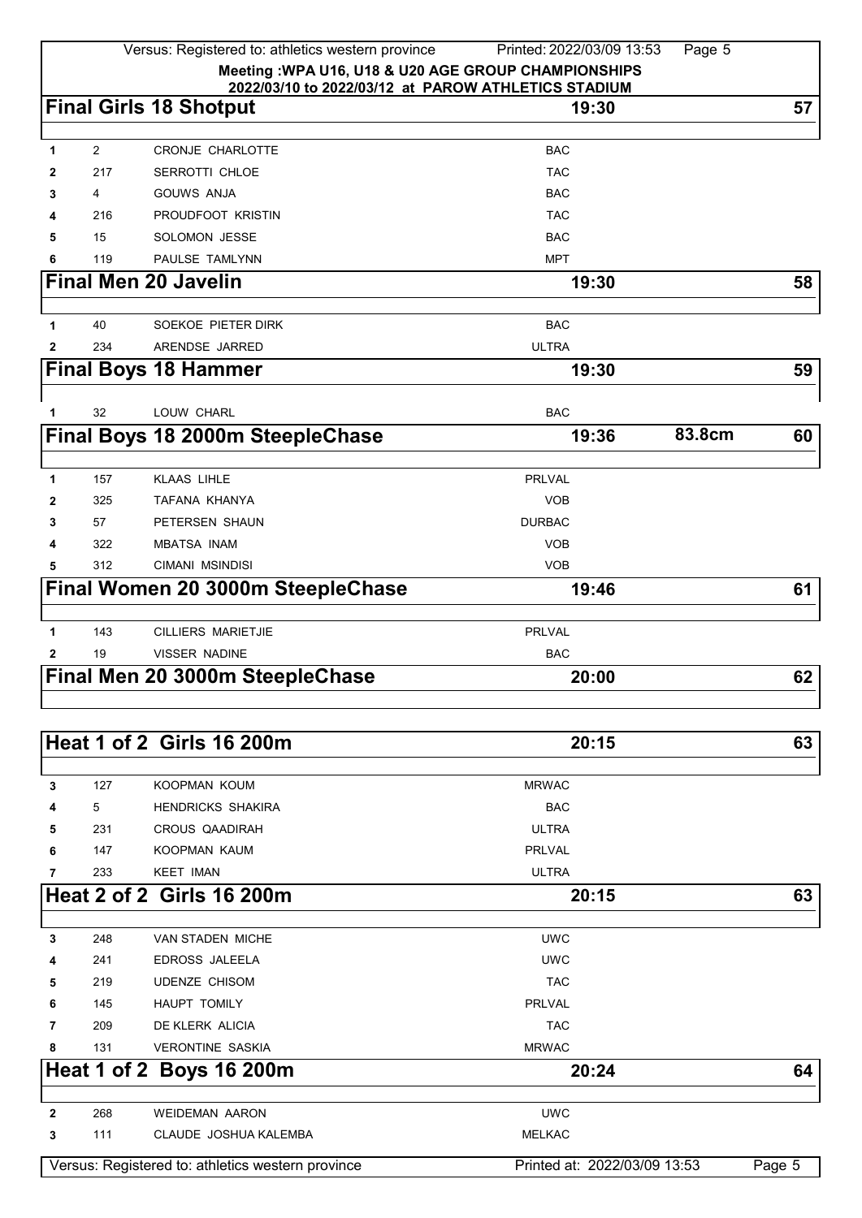Meeting :WPA U16, U18 & U20 AGE GROUP CHAMPIONSHIPS
2022/03/10 to 2022/03/12 at PAROW ATHLETICS STADIUM

## Final Girls 18 Shotput — 19:30 — 57

| | | | |
|---|---|---|---|
| 1 | 2 | CRONJE CHARLOTTE | BAC |
| 2 | 217 | SERROTTI CHLOE | TAC |
| 3 | 4 | GOUWS ANJA | BAC |
| 4 | 216 | PROUDFOOT KRISTIN | TAC |
| 5 | 15 | SOLOMON JESSE | BAC |
| 6 | 119 | PAULSE TAMLYNN | MPT |

## Final Men 20 Javelin — 19:30 — 58

| | | | |
|---|---|---|---|
| 1 | 40 | SOEKOE PIETER DIRK | BAC |
| 2 | 234 | ARENDSE JARRED | ULTRA |

## Final Boys 18 Hammer — 19:30 — 59

| | | | |
|---|---|---|---|
| 1 | 32 | LOUW CHARL | BAC |

## Final Boys 18 2000m SteepleChase — 19:36 — 83.8cm — 60

| | | | |
|---|---|---|---|
| 1 | 157 | KLAAS LIHLE | PRLVAL |
| 2 | 325 | TAFANA KHANYA | VOB |
| 3 | 57 | PETERSEN SHAUN | DURBAC |
| 4 | 322 | MBATSA INAM | VOB |
| 5 | 312 | CIMANI MSINDISI | VOB |

## Final Women 20 3000m SteepleChase — 19:46 — 61

| | | | |
|---|---|---|---|
| 1 | 143 | CILLIERS MARIETJIE | PRLVAL |
| 2 | 19 | VISSER NADINE | BAC |

## Final Men 20 3000m SteepleChase — 20:00 — 62

## Heat 1 of 2 Girls 16 200m — 20:15 — 63

| | | | |
|---|---|---|---|
| 3 | 127 | KOOPMAN KOUM | MRWAC |
| 4 | 5 | HENDRICKS SHAKIRA | BAC |
| 5 | 231 | CROUS QAADIRAH | ULTRA |
| 6 | 147 | KOOPMAN KAUM | PRLVAL |
| 7 | 233 | KEET IMAN | ULTRA |

## Heat 2 of 2 Girls 16 200m — 20:15 — 63

| | | | |
|---|---|---|---|
| 3 | 248 | VAN STADEN MICHE | UWC |
| 4 | 241 | EDROSS JALEELA | UWC |
| 5 | 219 | UDENZE CHISOM | TAC |
| 6 | 145 | HAUPT TOMILY | PRLVAL |
| 7 | 209 | DE KLERK ALICIA | TAC |
| 8 | 131 | VERONTINE SASKIA | MRWAC |

## Heat 1 of 2 Boys 16 200m — 20:24 — 64

| | | | |
|---|---|---|---|
| 2 | 268 | WEIDEMAN AARON | UWC |
| 3 | 111 | CLAUDE JOSHUA KALEMBA | MELKAC |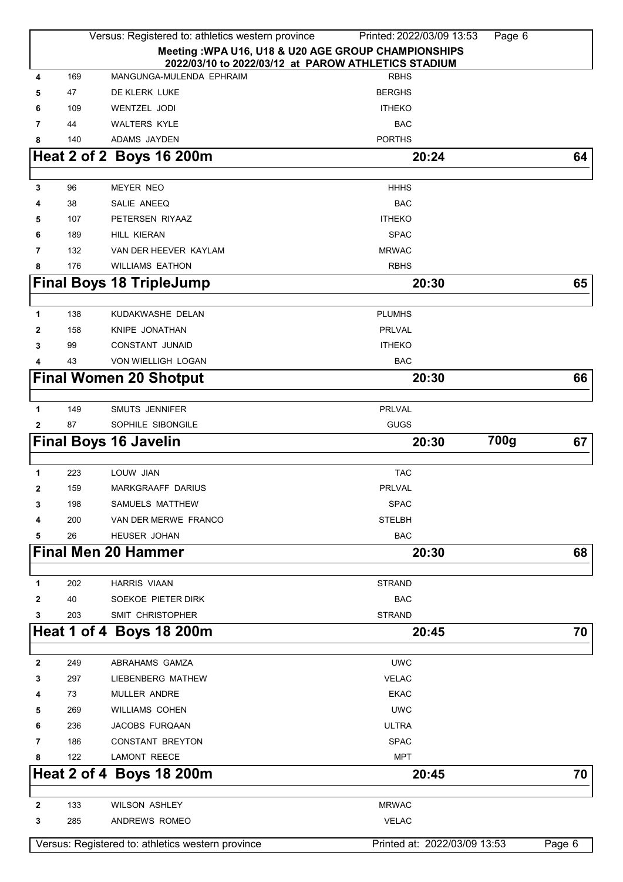**Meeting :WPA U16, U18 & U20 AGE GROUP CHAMPIONSHIPS**
**2022/03/10 to 2022/03/12 at PAROW ATHLETICS STADIUM**

| | | | |
|---|---|---|---|
| 4 | 169 | MANGUNGA-MULENDA EPHRAIM | RBHS |
| 5 | 47 | DE KLERK LUKE | BERGHS |
| 6 | 109 | WENTZEL JODI | ITHEKO |
| 7 | 44 | WALTERS KYLE | BAC |
| 8 | 140 | ADAMS JAYDEN | PORTHS |

## Heat 2 of 2 Boys 16 200m — 20:24 — 64

| | | | |
|---|---|---|---|
| 3 | 96 | MEYER NEO | HHHS |
| 4 | 38 | SALIE ANEEQ | BAC |
| 5 | 107 | PETERSEN RIYAAZ | ITHEKO |
| 6 | 189 | HILL KIERAN | SPAC |
| 7 | 132 | VAN DER HEEVER KAYLAM | MRWAC |
| 8 | 176 | WILLIAMS EATHON | RBHS |

## Final Boys 18 TripleJump — 20:30 — 65

| | | | |
|---|---|---|---|
| 1 | 138 | KUDAKWASHE DELAN | PLUMHS |
| 2 | 158 | KNIPE JONATHAN | PRLVAL |
| 3 | 99 | CONSTANT JUNAID | ITHEKO |
| 4 | 43 | VON WIELLIGH LOGAN | BAC |

## Final Women 20 Shotput — 20:30 — 66

| | | | |
|---|---|---|---|
| 1 | 149 | SMUTS JENNIFER | PRLVAL |
| 2 | 87 | SOPHILE SIBONGILE | GUGS |

## Final Boys 16 Javelin — 20:30 — 700g — 67

| | | | |
|---|---|---|---|
| 1 | 223 | LOUW JIAN | TAC |
| 2 | 159 | MARKGRAAFF DARIUS | PRLVAL |
| 3 | 198 | SAMUELS MATTHEW | SPAC |
| 4 | 200 | VAN DER MERWE FRANCO | STELBH |
| 5 | 26 | HEUSER JOHAN | BAC |

## Final Men 20 Hammer — 20:30 — 68

| | | | |
|---|---|---|---|
| 1 | 202 | HARRIS VIAAN | STRAND |
| 2 | 40 | SOEKOE PIETER DIRK | BAC |
| 3 | 203 | SMIT CHRISTOPHER | STRAND |

## Heat 1 of 4 Boys 18 200m — 20:45 — 70

| | | | |
|---|---|---|---|
| 2 | 249 | ABRAHAMS GAMZA | UWC |
| 3 | 297 | LIEBENBERG MATHEW | VELAC |
| 4 | 73 | MULLER ANDRE | EKAC |
| 5 | 269 | WILLIAMS COHEN | UWC |
| 6 | 236 | JACOBS FURQAAN | ULTRA |
| 7 | 186 | CONSTANT BREYTON | SPAC |
| 8 | 122 | LAMONT REECE | MPT |

## Heat 2 of 4 Boys 18 200m — 20:45 — 70

| | | | |
|---|---|---|---|
| 2 | 133 | WILSON ASHLEY | MRWAC |
| 3 | 285 | ANDREWS ROMEO | VELAC |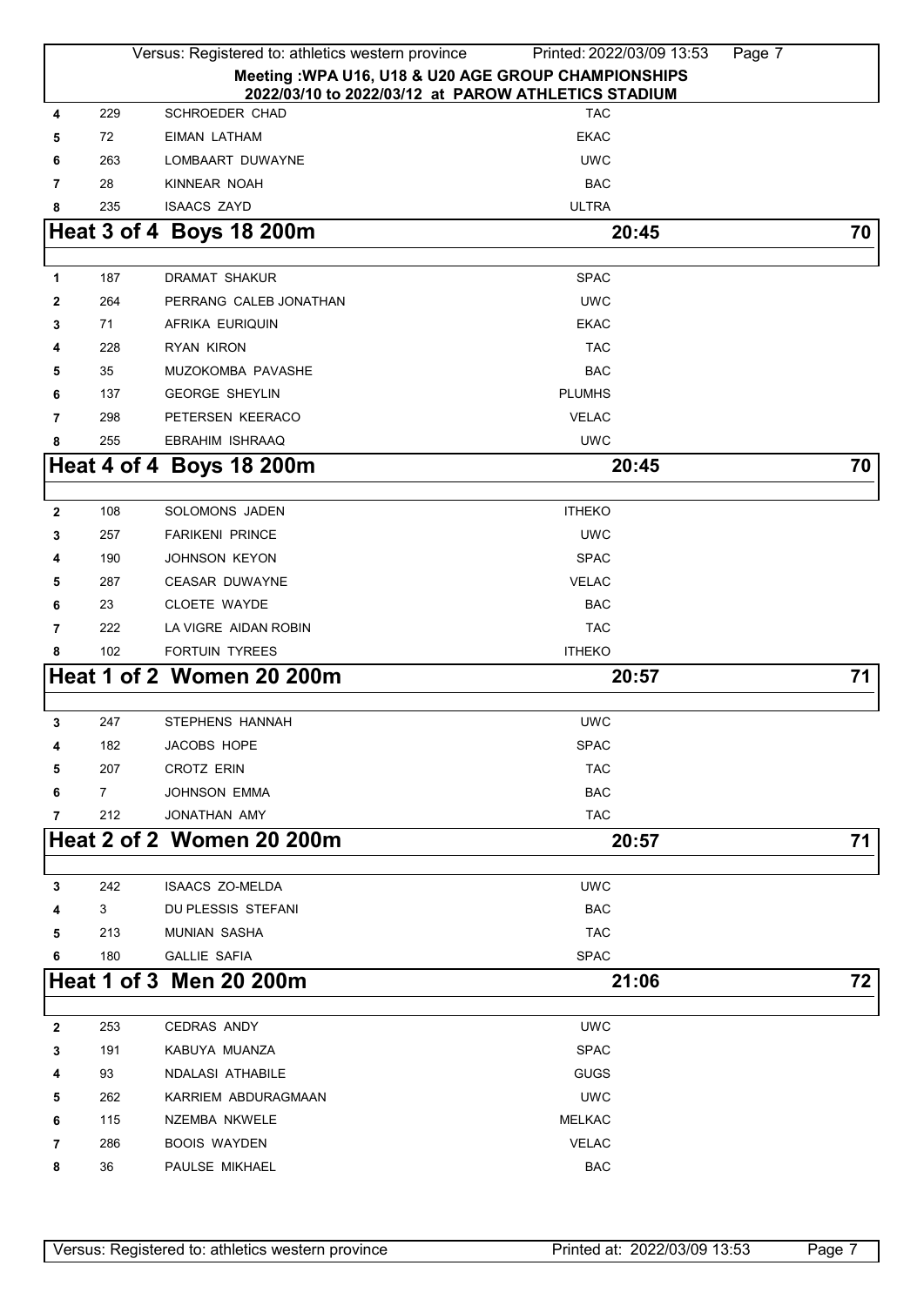**Meeting :WPA U16, U18 & U20 AGE GROUP CHAMPIONSHIPS**
**2022/03/10 to 2022/03/12 at PAROW ATHLETICS STADIUM**

| Lane | No. | Name | Club |
|---|---|---|---|
| 4 | 229 | SCHROEDER CHAD | TAC |
| 5 | 72 | EIMAN LATHAM | EKAC |
| 6 | 263 | LOMBAART DUWAYNE | UWC |
| 7 | 28 | KINNEAR NOAH | BAC |
| 8 | 235 | ISAACS ZAYD | ULTRA |

## Heat 3 of 4 Boys 18 200m — 20:45 — 70

| Lane | No. | Name | Club |
|---|---|---|---|
| 1 | 187 | DRAMAT SHAKUR | SPAC |
| 2 | 264 | PERRANG CALEB JONATHAN | UWC |
| 3 | 71 | AFRIKA EURIQUIN | EKAC |
| 4 | 228 | RYAN KIRON | TAC |
| 5 | 35 | MUZOKOMBA PAVASHE | BAC |
| 6 | 137 | GEORGE SHEYLIN | PLUMHS |
| 7 | 298 | PETERSEN KEERACO | VELAC |
| 8 | 255 | EBRAHIM ISHRAAQ | UWC |

## Heat 4 of 4 Boys 18 200m — 20:45 — 70

| Lane | No. | Name | Club |
|---|---|---|---|
| 2 | 108 | SOLOMONS JADEN | ITHEKO |
| 3 | 257 | FARIKENI PRINCE | UWC |
| 4 | 190 | JOHNSON KEYON | SPAC |
| 5 | 287 | CEASAR DUWAYNE | VELAC |
| 6 | 23 | CLOETE WAYDE | BAC |
| 7 | 222 | LA VIGRE AIDAN ROBIN | TAC |
| 8 | 102 | FORTUIN TYREES | ITHEKO |

## Heat 1 of 2 Women 20 200m — 20:57 — 71

| Lane | No. | Name | Club |
|---|---|---|---|
| 3 | 247 | STEPHENS HANNAH | UWC |
| 4 | 182 | JACOBS HOPE | SPAC |
| 5 | 207 | CROTZ ERIN | TAC |
| 6 | 7 | JOHNSON EMMA | BAC |
| 7 | 212 | JONATHAN AMY | TAC |

## Heat 2 of 2 Women 20 200m — 20:57 — 71

| Lane | No. | Name | Club |
|---|---|---|---|
| 3 | 242 | ISAACS ZO-MELDA | UWC |
| 4 | 3 | DU PLESSIS STEFANI | BAC |
| 5 | 213 | MUNIAN SASHA | TAC |
| 6 | 180 | GALLIE SAFIA | SPAC |

## Heat 1 of 3 Men 20 200m — 21:06 — 72

| Lane | No. | Name | Club |
|---|---|---|---|
| 2 | 253 | CEDRAS ANDY | UWC |
| 3 | 191 | KABUYA MUANZA | SPAC |
| 4 | 93 | NDALASI ATHABILE | GUGS |
| 5 | 262 | KARRIEM ABDURAGMAAN | UWC |
| 6 | 115 | NZEMBA NKWELE | MELKAC |
| 7 | 286 | BOOIS WAYDEN | VELAC |
| 8 | 36 | PAULSE MIKHAEL | BAC |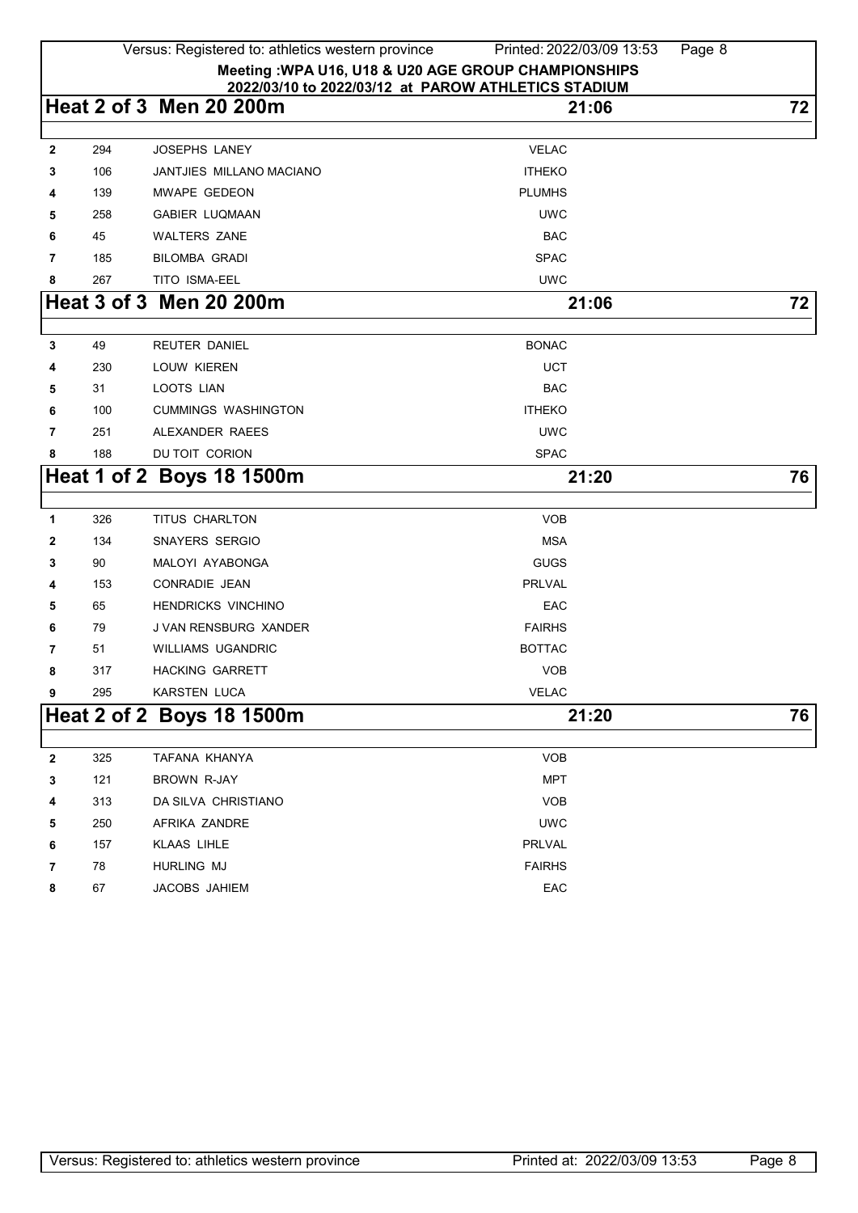Meeting :WPA U16, U18 & U20 AGE GROUP CHAMPIONSHIPS
2022/03/10 to 2022/03/12 at PAROW ATHLETICS STADIUM

## Heat 2 of 3 Men 20 200m — 21:06 — 72

| | | | |
|---|---|---|---|
| 2 | 294 | JOSEPHS LANEY | VELAC |
| 3 | 106 | JANTJIES MILLANO MACIANO | ITHEKO |
| 4 | 139 | MWAPE GEDEON | PLUMHS |
| 5 | 258 | GABIER LUQMAAN | UWC |
| 6 | 45 | WALTERS ZANE | BAC |
| 7 | 185 | BILOMBA GRADI | SPAC |
| 8 | 267 | TITO ISMA-EEL | UWC |

## Heat 3 of 3 Men 20 200m — 21:06 — 72

| | | | |
|---|---|---|---|
| 3 | 49 | REUTER DANIEL | BONAC |
| 4 | 230 | LOUW KIEREN | UCT |
| 5 | 31 | LOOTS LIAN | BAC |
| 6 | 100 | CUMMINGS WASHINGTON | ITHEKO |
| 7 | 251 | ALEXANDER RAEES | UWC |
| 8 | 188 | DU TOIT CORION | SPAC |

## Heat 1 of 2 Boys 18 1500m — 21:20 — 76

| | | | |
|---|---|---|---|
| 1 | 326 | TITUS CHARLTON | VOB |
| 2 | 134 | SNAYERS SERGIO | MSA |
| 3 | 90 | MALOYI AYABONGA | GUGS |
| 4 | 153 | CONRADIE JEAN | PRLVAL |
| 5 | 65 | HENDRICKS VINCHINO | EAC |
| 6 | 79 | J VAN RENSBURG XANDER | FAIRHS |
| 7 | 51 | WILLIAMS UGANDRIC | BOTTAC |
| 8 | 317 | HACKING GARRETT | VOB |
| 9 | 295 | KARSTEN LUCA | VELAC |

## Heat 2 of 2 Boys 18 1500m — 21:20 — 76

| | | | |
|---|---|---|---|
| 2 | 325 | TAFANA KHANYA | VOB |
| 3 | 121 | BROWN R-JAY | MPT |
| 4 | 313 | DA SILVA CHRISTIANO | VOB |
| 5 | 250 | AFRIKA ZANDRE | UWC |
| 6 | 157 | KLAAS LIHLE | PRLVAL |
| 7 | 78 | HURLING MJ | FAIRHS |
| 8 | 67 | JACOBS JAHIEM | EAC |